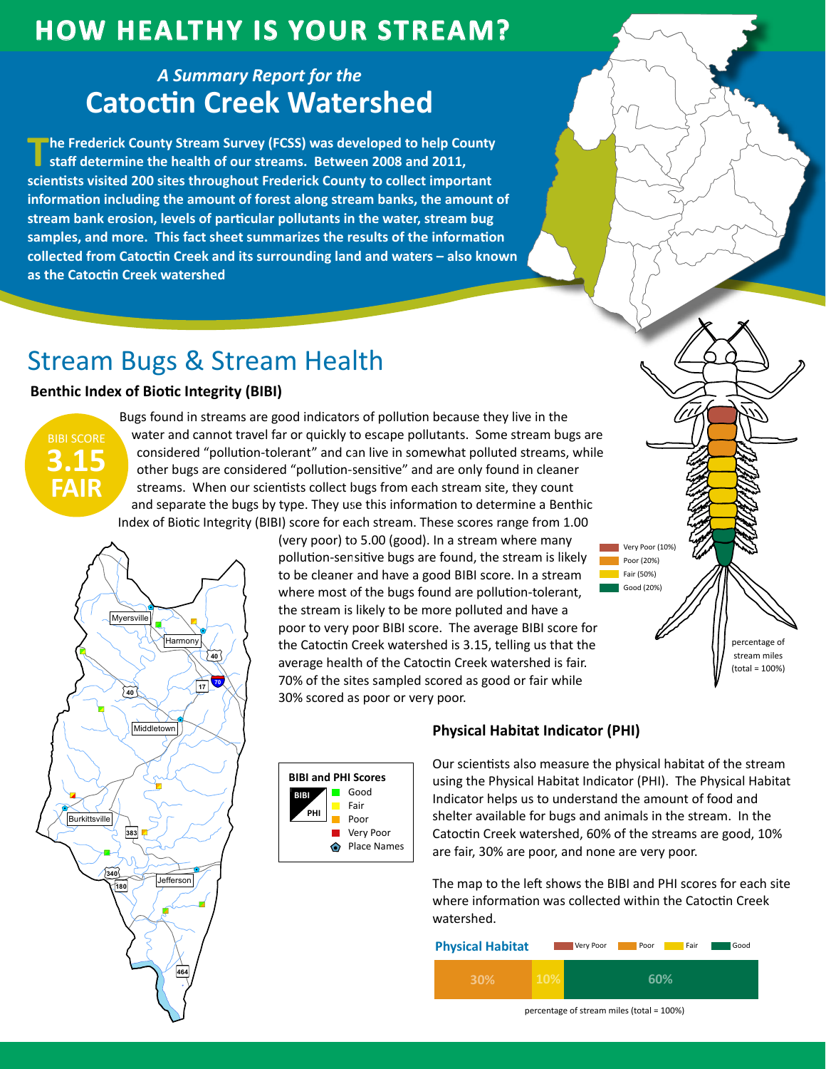# HOW HEALTHY IS YOUR STREAM?

*A Summary Report for the*

## Catoctin Creek Watershed

**The Frederick County Stream Survey (FCSS) was developed to help County staff determine the health of our streams. Between 2008 and 2011, scientists visited 200 sites throughout Frederick County to collect important information including the amount of forest along stream banks, the amount of stream bank erosion, levels of particular pollutants in the water, stream bug samples, and more. This fact sheet summarizes the results of the information collected from Catoctin Creek and its surrounding land and waters – also known as the Catoctin Creek watershed**

## Stream Bugs & Stream Health

### Benthic Index of Biotic Integrity (BIBI)

**BIBI SCORE 3.15 FAIR**

Bugs found in streams are good indicators of pollution because they live in the water and cannot travel far or quickly to escape pollutants. Some stream bugs are considered "pollution-tolerant" and can live in somewhat polluted streams, while other bugs are considered "pollution-sensitive" and are only found in cleaner streams. When our scientists collect bugs from each stream site, they count and separate the bugs by type. They use this information to determine a Benthic Index of Biotic Integrity (BIBI) score for each stream. These scores range from 1.00 (very poor) to 5.00 (good). In a stream where many pollution-sensitive bugs are found, the stream is likely to be cleaner and have a good BIBI score. In a stream where most of the bugs found are pollution-tolerant, the stream is likely to be more polluted and have a poor to very poor BIBI score. The average BIBI score for the Catoctin Creek watershed is 3.15, telling us that the average health of the Catoctin Creek watershed is fair. 70% of the sites sampled scored as good or fair while 30% scored as poor or very poor.

- Very Poor (10%)
- Poor (20%)
- Fair (50%)
- Good (20%)

percentage of stream miles (total = 100%)

**BIBI and PHI Scores**

- Good
- Fair
- Poor
- Very Poor
- Place Names

Myersville, Harmony, Middletown, Burkittsville, Jefferson

### Physical Habitat Indicator (PHI)

Our scientists also measure the physical habitat of the stream using the Physical Habitat Indicator (PHI). The Physical Habitat Indicator helps us to understand the amount of food and shelter available for bugs and animals in the stream. In the Catoctin Creek watershed, 60% of the streams are good, 10% are fair, 30% are poor, and none are very poor.

The map to the left shows the BIBI and PHI scores for each site where information was collected within the Catoctin Creek watershed.

**Physical Habitat**

| Very Poor | Poor | Fair | Good |
|---|---|---|---|
| | 30% | 10% | 60% |

percentage of stream miles (total = 100%)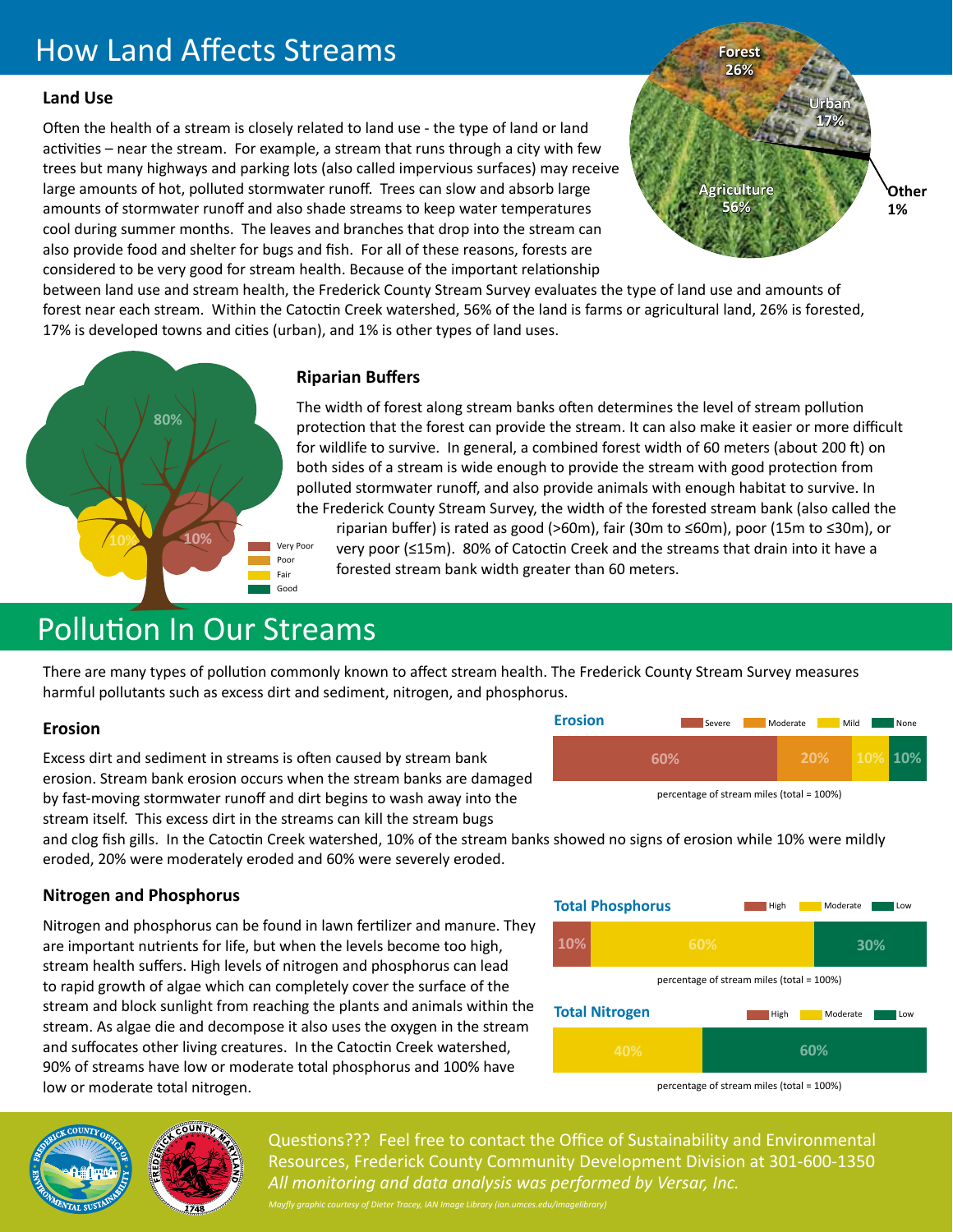# How Land Affects Streams

### Land Use

Often the health of a stream is closely related to land use - the type of land or land activities – near the stream. For example, a stream that runs through a city with few trees but many highways and parking lots (also called impervious surfaces) may receive large amounts of hot, polluted stormwater runoff. Trees can slow and absorb large amounts of stormwater runoff and also shade streams to keep water temperatures cool during summer months. The leaves and branches that drop into the stream can also provide food and shelter for bugs and fish. For all of these reasons, forests are considered to be very good for stream health. Because of the important relationship between land use and stream health, the Frederick County Stream Survey evaluates the type of land use and amounts of forest near each stream. Within the Catoctin Creek watershed, 56% of the land is farms or agricultural land, 26% is forested, 17% is developed towns and cities (urban), and 1% is other types of land uses.

Forest 26%
Urban 17%
Other 1%
Agriculture 56%

### Riparian Buffers

80%
10%
10%
Very Poor
Poor
Fair
Good

The width of forest along stream banks often determines the level of stream pollution protection that the forest can provide the stream. It can also make it easier or more difficult for wildlife to survive. In general, a combined forest width of 60 meters (about 200 ft) on both sides of a stream is wide enough to provide the stream with good protection from polluted stormwater runoff, and also provide animals with enough habitat to survive. In the Frederick County Stream Survey, the width of the forested stream bank (also called the riparian buffer) is rated as good (>60m), fair (30m to ≤60m), poor (15m to ≤30m), or very poor (≤15m). 80% of Catoctin Creek and the streams that drain into it have a forested stream bank width greater than 60 meters.

# Pollution In Our Streams

There are many types of pollution commonly known to affect stream health. The Frederick County Stream Survey measures harmful pollutants such as excess dirt and sediment, nitrogen, and phosphorus.

### Erosion

Erosion
Severe Moderate Mild None
60% 20% 10% 10%
percentage of stream miles (total = 100%)

Excess dirt and sediment in streams is often caused by stream bank erosion. Stream bank erosion occurs when the stream banks are damaged by fast-moving stormwater runoff and dirt begins to wash away into the stream itself. This excess dirt in the streams can kill the stream bugs and clog fish gills. In the Catoctin Creek watershed, 10% of the stream banks showed no signs of erosion while 10% were mildly eroded, 20% were moderately eroded and 60% were severely eroded.

### Nitrogen and Phosphorus

Nitrogen and phosphorus can be found in lawn fertilizer and manure. They are important nutrients for life, but when the levels become too high, stream health suffers. High levels of nitrogen and phosphorus can lead to rapid growth of algae which can completely cover the surface of the stream and block sunlight from reaching the plants and animals within the stream. As algae die and decompose it also uses the oxygen in the stream and suffocates other living creatures. In the Catoctin Creek watershed, 90% of streams have low or moderate total phosphorus and 100% have low or moderate total nitrogen.

Total Phosphorus
High Moderate Low
10% 60% 30%
percentage of stream miles (total = 100%)

Total Nitrogen
High Moderate Low
40% 60%
percentage of stream miles (total = 100%)

Questions??? Feel free to contact the Office of Sustainability and Environmental Resources, Frederick County Community Development Division at 301-600-1350

*All monitoring and data analysis was performed by Versar, Inc.*

*Mayfly graphic courtesy of Dieter Tracey, IAN Image Library (ian.umces.edu/imagelibrary)*